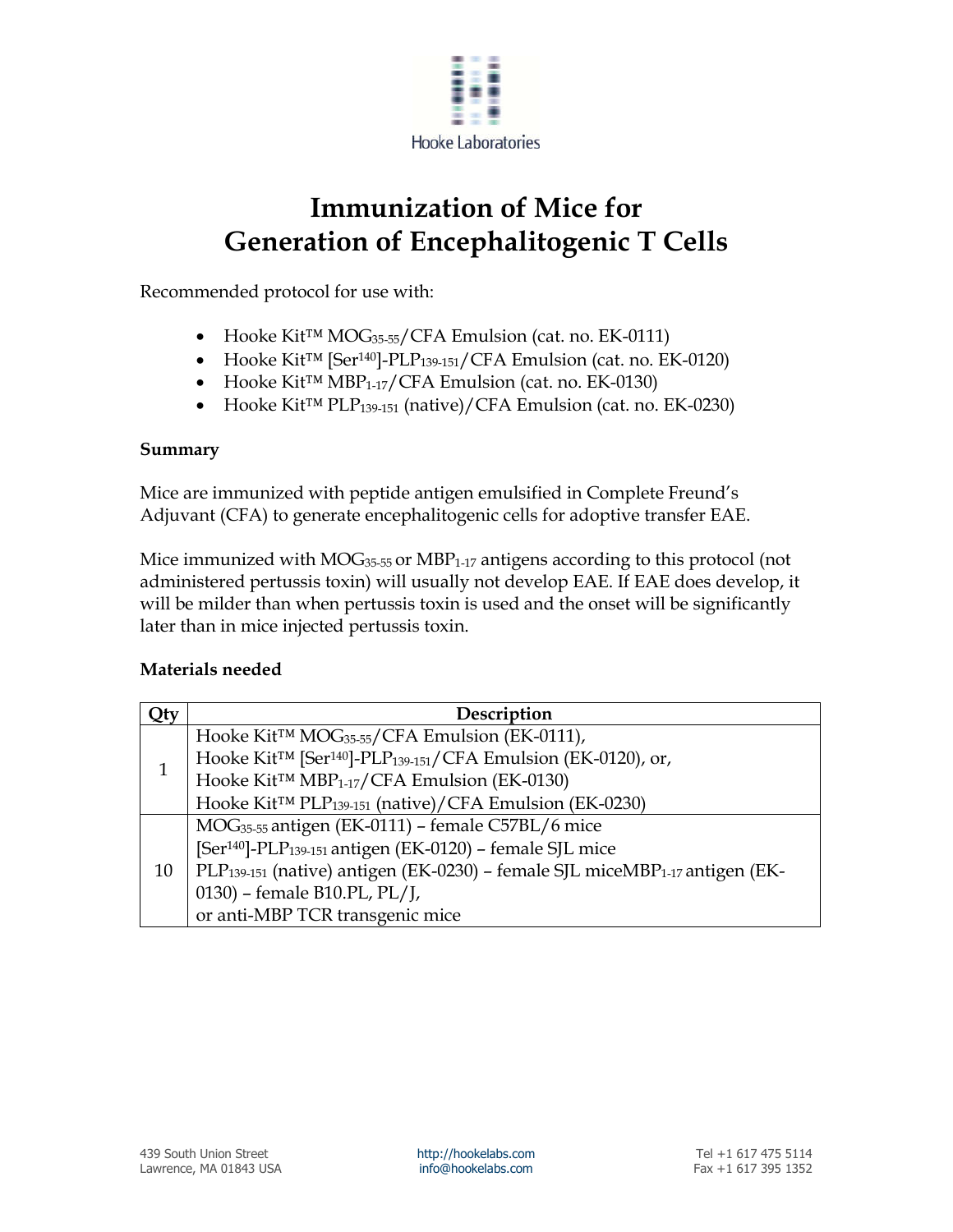Hooke Laboratories

# Immunization of Mice for Generation of Encephalitogenic T Cells

Recommended protocol for use with:

- Hooke Kit™ $MOG_{35\text{-}55}$/CFA Emulsion (cat. no. EK-0111)
- Hooke Kit™ [$Ser^{140}$]-$PLP_{139\text{-}151}$/CFA Emulsion (cat. no. EK-0120)
- Hooke Kit™ $MBP_{1\text{-}17}$/CFA Emulsion (cat. no. EK-0130)
- Hooke Kit™ $PLP_{139\text{-}151}$ (native)/CFA Emulsion (cat. no. EK-0230)

**Summary**

Mice are immunized with peptide antigen emulsified in Complete Freund's Adjuvant (CFA) to generate encephalitogenic cells for adoptive transfer EAE.

Mice immunized with $MOG_{35\text{-}55}$ or $MBP_{1\text{-}17}$ antigens according to this protocol (not administered pertussis toxin) will usually not develop EAE. If EAE does develop, it will be milder than when pertussis toxin is used and the onset will be significantly later than in mice injected pertussis toxin.

**Materials needed**

| Qty | Description |
| --- | --- |
| 1 | Hooke Kit™ $MOG_{35\text{-}55}$/CFA Emulsion (EK-0111),<br>Hooke Kit™ [$Ser^{140}$]-$PLP_{139\text{-}151}$/CFA Emulsion (EK-0120), or,<br>Hooke Kit™ $MBP_{1\text{-}17}$/CFA Emulsion (EK-0130)<br>Hooke Kit™ $PLP_{139\text{-}151}$ (native)/CFA Emulsion (EK-0230) |
| 10 | $MOG_{35\text{-}55}$ antigen (EK-0111) – female C57BL/6 mice<br>[$Ser^{140}$]-$PLP_{139\text{-}151}$ antigen (EK-0120) – female SJL mice<br>$PLP_{139\text{-}151}$ (native) antigen (EK-0230) – female SJL mice$MBP_{1\text{-}17}$ antigen (EK-0130) – female B10.PL, PL/J,<br>or anti-MBP TCR transgenic mice |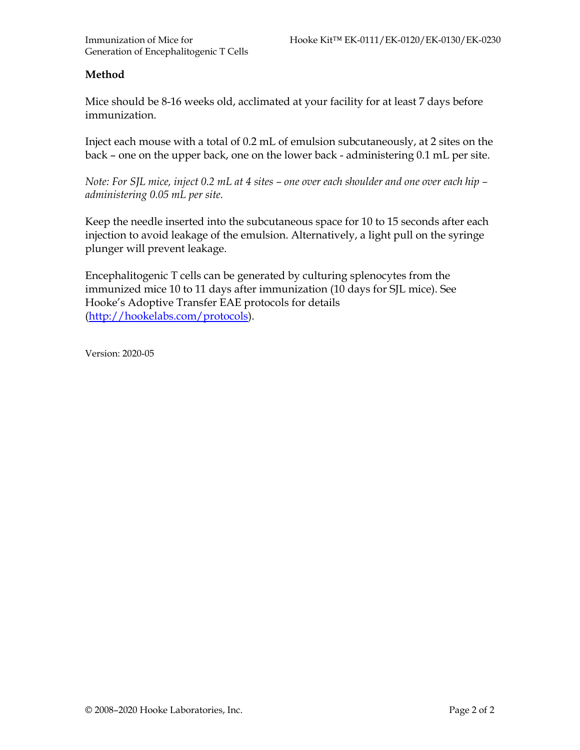## Method

Mice should be 8-16 weeks old, acclimated at your facility for at least 7 days before immunization.

Inject each mouse with a total of 0.2 mL of emulsion subcutaneously, at 2 sites on the back – one on the upper back, one on the lower back - administering 0.1 mL per site.

*Note: For SJL mice, inject 0.2 mL at 4 sites – one over each shoulder and one over each hip – administering 0.05 mL per site.*

Keep the needle inserted into the subcutaneous space for 10 to 15 seconds after each injection to avoid leakage of the emulsion. Alternatively, a light pull on the syringe plunger will prevent leakage.

Encephalitogenic T cells can be generated by culturing splenocytes from the immunized mice 10 to 11 days after immunization (10 days for SJL mice). See Hooke's Adoptive Transfer EAE protocols for details (http://hookelabs.com/protocols).

Version: 2020-05

© 2008–2020 Hooke Laboratories, Inc.